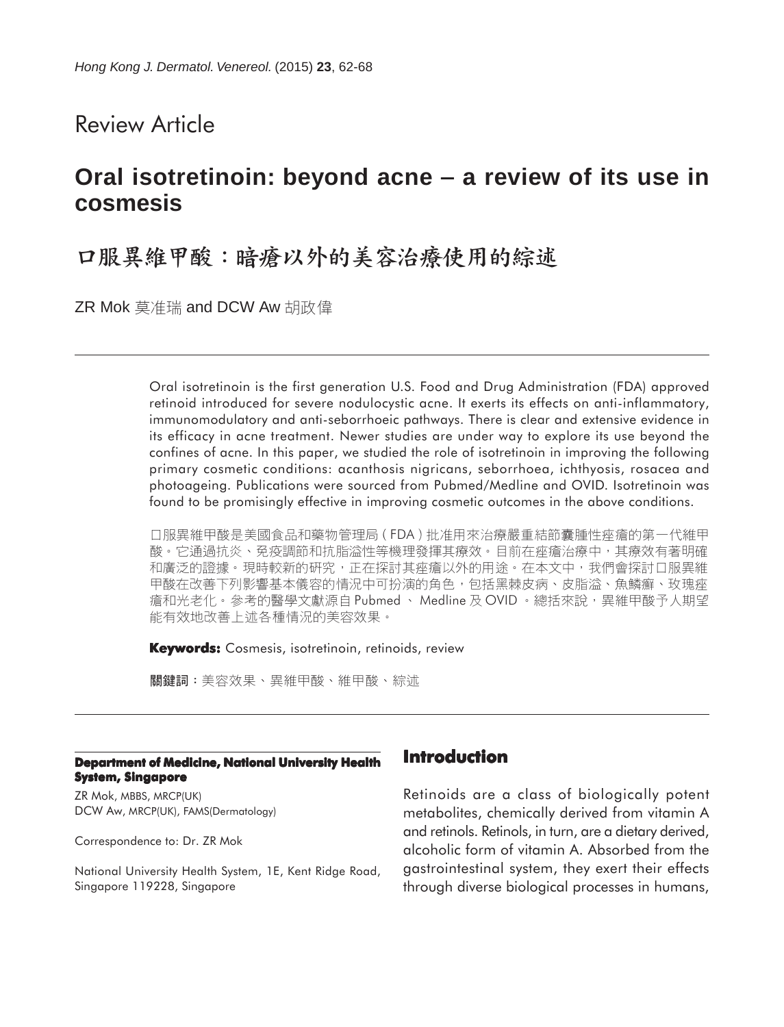Review Article

# Oral isotretinoin: beyond acne – a review of its use in cosmesis

# 口服異維甲酸：暗瘡以外的美容治療使用的綜述

ZR Mok 莫准瑞 and DCW Aw 胡政偉

Oral isotretinoin is the first generation U.S. Food and Drug Administration (FDA) approved retinoid introduced for severe nodulocystic acne. It exerts its effects on anti-inflammatory, immunomodulatory and anti-seborrhoeic pathways. There is clear and extensive evidence in its efficacy in acne treatment. Newer studies are under way to explore its use beyond the confines of acne. In this paper, we studied the role of isotretinoin in improving the following primary cosmetic conditions: acanthosis nigricans, seborrhoea, ichthyosis, rosacea and photoageing. Publications were sourced from Pubmed/Medline and OVID. Isotretinoin was found to be promisingly effective in improving cosmetic outcomes in the above conditions.

口服異維甲酸是美國食品和藥物管理局（FDA）批准用來治療嚴重結節囊腫性痤瘡的第一代維甲酸。它通過抗炎、免疫調節和抗脂溢性等機理發揮其療效。目前在痤瘡治療中，其療效有著明確和廣泛的證據。現時較新的研究，正在探討其痤瘡以外的用途。在本文中，我們會探討口服異維甲酸在改善下列影響基本儀容的情況中可扮演的角色，包括黑棘皮病、皮脂溢、魚鱗癬、玫瑰痤瘡和光老化。參考的醫學文獻源自 Pubmed 、 Medline 及 OVID 。總括來說，異維甲酸予人期望能有效地改善上述各種情況的美容效果。

**Keywords:** Cosmesis, isotretinoin, retinoids, review

**關鍵詞**：美容效果、異維甲酸、維甲酸、綜述

**Department of Medicine, National University Health System, Singapore**

ZR Mok, MBBS, MRCP(UK)
DCW Aw, MRCP(UK), FAMS(Dermatology)

Correspondence to: Dr. ZR Mok

National University Health System, 1E, Kent Ridge Road, Singapore 119228, Singapore

## Introduction

Retinoids are a class of biologically potent metabolites, chemically derived from vitamin A and retinols. Retinols, in turn, are a dietary derived, alcoholic form of vitamin A. Absorbed from the gastrointestinal system, they exert their effects through diverse biological processes in humans,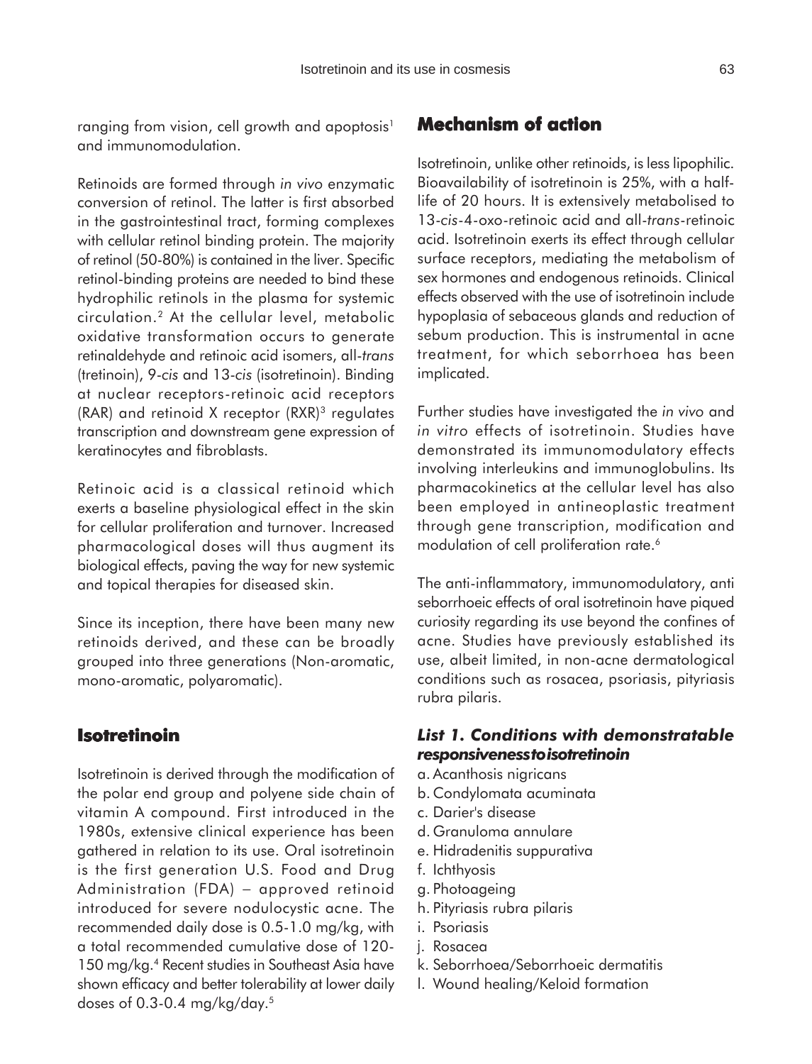ranging from vision, cell growth and apoptosis[1] and immunomodulation.

Retinoids are formed through *in vivo* enzymatic conversion of retinol. The latter is first absorbed in the gastrointestinal tract, forming complexes with cellular retinol binding protein. The majority of retinol (50-80%) is contained in the liver. Specific retinol-binding proteins are needed to bind these hydrophilic retinols in the plasma for systemic circulation.[2] At the cellular level, metabolic oxidative transformation occurs to generate retinaldehyde and retinoic acid isomers, all-*trans* (tretinoin), 9-*cis* and 13-*cis* (isotretinoin). Binding at nuclear receptors-retinoic acid receptors (RAR) and retinoid X receptor (RXR)[3] regulates transcription and downstream gene expression of keratinocytes and fibroblasts.

Retinoic acid is a classical retinoid which exerts a baseline physiological effect in the skin for cellular proliferation and turnover. Increased pharmacological doses will thus augment its biological effects, paving the way for new systemic and topical therapies for diseased skin.

Since its inception, there have been many new retinoids derived, and these can be broadly grouped into three generations (Non-aromatic, mono-aromatic, polyaromatic).

## Isotretinoin

Isotretinoin is derived through the modification of the polar end group and polyene side chain of vitamin A compound. First introduced in the 1980s, extensive clinical experience has been gathered in relation to its use. Oral isotretinoin is the first generation U.S. Food and Drug Administration (FDA) – approved retinoid introduced for severe nodulocystic acne. The recommended daily dose is 0.5-1.0 mg/kg, with a total recommended cumulative dose of 120-150 mg/kg.[4] Recent studies in Southeast Asia have shown efficacy and better tolerability at lower daily doses of 0.3-0.4 mg/kg/day.[5]

## Mechanism of action

Isotretinoin, unlike other retinoids, is less lipophilic. Bioavailability of isotretinoin is 25%, with a half-life of 20 hours. It is extensively metabolised to 13-*cis*-4-oxo-retinoic acid and all-*trans*-retinoic acid. Isotretinoin exerts its effect through cellular surface receptors, mediating the metabolism of sex hormones and endogenous retinoids. Clinical effects observed with the use of isotretinoin include hypoplasia of sebaceous glands and reduction of sebum production. This is instrumental in acne treatment, for which seborrhoea has been implicated.

Further studies have investigated the *in vivo* and *in vitro* effects of isotretinoin. Studies have demonstrated its immunomodulatory effects involving interleukins and immunoglobulins. Its pharmacokinetics at the cellular level has also been employed in antineoplastic treatment through gene transcription, modification and modulation of cell proliferation rate.[6]

The anti-inflammatory, immunomodulatory, anti seborrhoeic effects of oral isotretinoin have piqued curiosity regarding its use beyond the confines of acne. Studies have previously established its use, albeit limited, in non-acne dermatological conditions such as rosacea, psoriasis, pityriasis rubra pilaris.

### *List 1. Conditions with demonstratable responsivenesstoisotretinoin*

a. Acanthosis nigricans
b. Condylomata acuminata
c. Darier's disease
d. Granuloma annulare
e. Hidradenitis suppurativa
f. Ichthyosis
g. Photoageing
h. Pityriasis rubra pilaris
i. Psoriasis
j. Rosacea
k. Seborrhoea/Seborrhoeic dermatitis
l. Wound healing/Keloid formation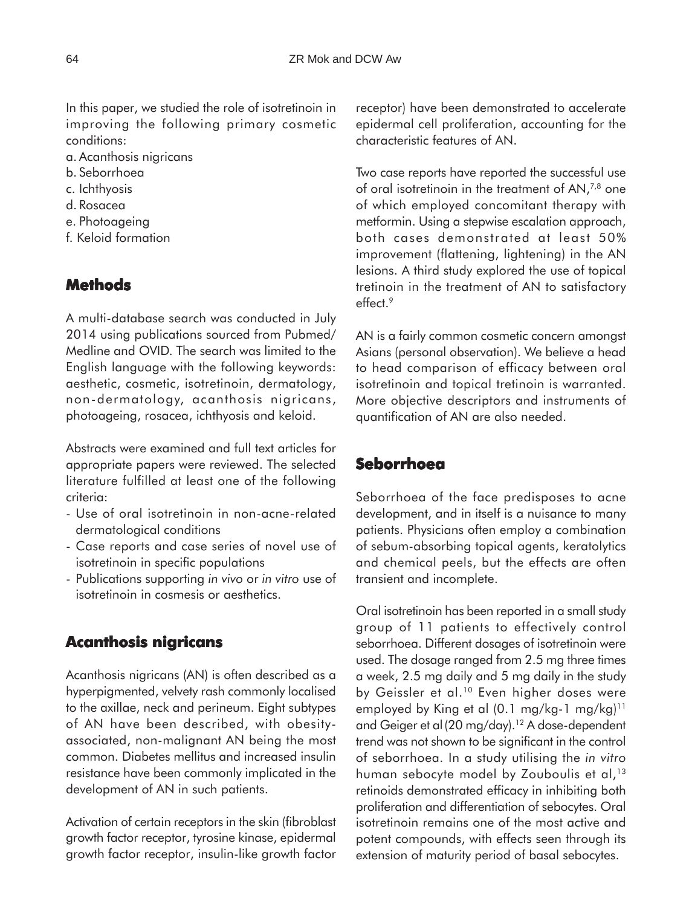In this paper, we studied the role of isotretinoin in improving the following primary cosmetic conditions:

a. Acanthosis nigricans
b. Seborrhoea
c. Ichthyosis
d. Rosacea
e. Photoageing
f. Keloid formation

## Methods

A multi-database search was conducted in July 2014 using publications sourced from Pubmed/Medline and OVID. The search was limited to the English language with the following keywords: aesthetic, cosmetic, isotretinoin, dermatology, non-dermatology, acanthosis nigricans, photoageing, rosacea, ichthyosis and keloid.

Abstracts were examined and full text articles for appropriate papers were reviewed. The selected literature fulfilled at least one of the following criteria:

- Use of oral isotretinoin in non-acne-related dermatological conditions
- Case reports and case series of novel use of isotretinoin in specific populations
- Publications supporting *in vivo* or *in vitro* use of isotretinoin in cosmesis or aesthetics.

## Acanthosis nigricans

Acanthosis nigricans (AN) is often described as a hyperpigmented, velvety rash commonly localised to the axillae, neck and perineum. Eight subtypes of AN have been described, with obesity-associated, non-malignant AN being the most common. Diabetes mellitus and increased insulin resistance have been commonly implicated in the development of AN in such patients.

Activation of certain receptors in the skin (fibroblast growth factor receptor, tyrosine kinase, epidermal growth factor receptor, insulin-like growth factor receptor) have been demonstrated to accelerate epidermal cell proliferation, accounting for the characteristic features of AN.

Two case reports have reported the successful use of oral isotretinoin in the treatment of AN,[7,8] one of which employed concomitant therapy with metformin. Using a stepwise escalation approach, both cases demonstrated at least 50% improvement (flattening, lightening) in the AN lesions. A third study explored the use of topical tretinoin in the treatment of AN to satisfactory effect.[9]

AN is a fairly common cosmetic concern amongst Asians (personal observation). We believe a head to head comparison of efficacy between oral isotretinoin and topical tretinoin is warranted. More objective descriptors and instruments of quantification of AN are also needed.

## Seborrhoea

Seborrhoea of the face predisposes to acne development, and in itself is a nuisance to many patients. Physicians often employ a combination of sebum-absorbing topical agents, keratolytics and chemical peels, but the effects are often transient and incomplete.

Oral isotretinoin has been reported in a small study group of 11 patients to effectively control seborrhoea. Different dosages of isotretinoin were used. The dosage ranged from 2.5 mg three times a week, 2.5 mg daily and 5 mg daily in the study by Geissler et al.[10] Even higher doses were employed by King et al (0.1 mg/kg-1 mg/kg)[11] and Geiger et al (20 mg/day).[12] A dose-dependent trend was not shown to be significant in the control of seborrhoea. In a study utilising the *in vitro* human sebocyte model by Zouboulis et al,[13] retinoids demonstrated efficacy in inhibiting both proliferation and differentiation of sebocytes. Oral isotretinoin remains one of the most active and potent compounds, with effects seen through its extension of maturity period of basal sebocytes.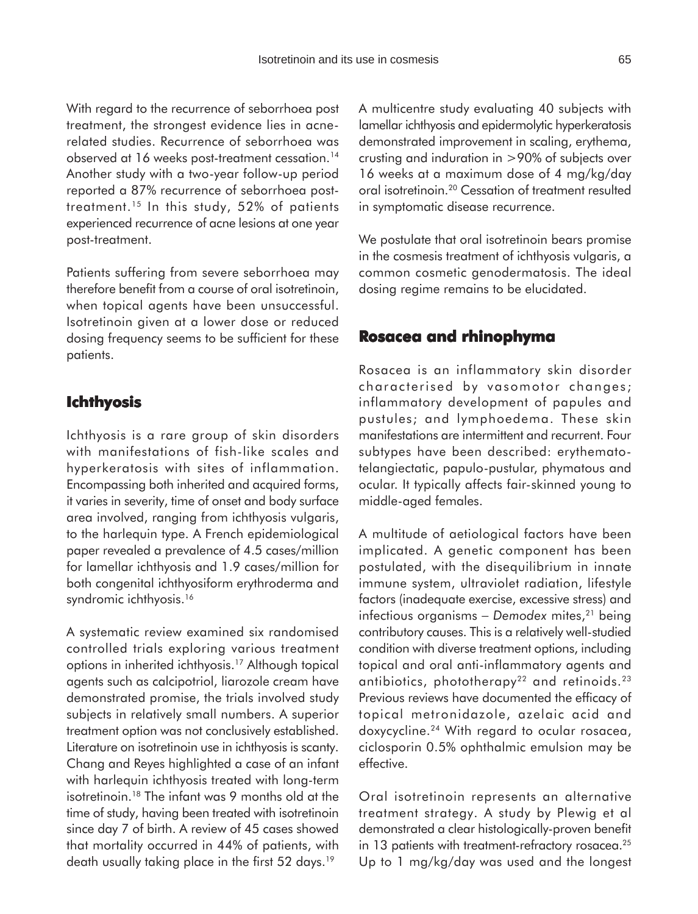With regard to the recurrence of seborrhoea post treatment, the strongest evidence lies in acne-related studies. Recurrence of seborrhoea was observed at 16 weeks post-treatment cessation.[14] Another study with a two-year follow-up period reported a 87% recurrence of seborrhoea post-treatment.[15] In this study, 52% of patients experienced recurrence of acne lesions at one year post-treatment.

Patients suffering from severe seborrhoea may therefore benefit from a course of oral isotretinoin, when topical agents have been unsuccessful. Isotretinoin given at a lower dose or reduced dosing frequency seems to be sufficient for these patients.

## Ichthyosis

Ichthyosis is a rare group of skin disorders with manifestations of fish-like scales and hyperkeratosis with sites of inflammation. Encompassing both inherited and acquired forms, it varies in severity, time of onset and body surface area involved, ranging from ichthyosis vulgaris, to the harlequin type. A French epidemiological paper revealed a prevalence of 4.5 cases/million for lamellar ichthyosis and 1.9 cases/million for both congenital ichthyosiform erythroderma and syndromic ichthyosis.[16]

A systematic review examined six randomised controlled trials exploring various treatment options in inherited ichthyosis.[17] Although topical agents such as calcipotriol, liarozole cream have demonstrated promise, the trials involved study subjects in relatively small numbers. A superior treatment option was not conclusively established. Literature on isotretinoin use in ichthyosis is scanty. Chang and Reyes highlighted a case of an infant with harlequin ichthyosis treated with long-term isotretinoin.[18] The infant was 9 months old at the time of study, having been treated with isotretinoin since day 7 of birth. A review of 45 cases showed that mortality occurred in 44% of patients, with death usually taking place in the first 52 days.[19]

A multicentre study evaluating 40 subjects with lamellar ichthyosis and epidermolytic hyperkeratosis demonstrated improvement in scaling, erythema, crusting and induration in >90% of subjects over 16 weeks at a maximum dose of 4 mg/kg/day oral isotretinoin.[20] Cessation of treatment resulted in symptomatic disease recurrence.

We postulate that oral isotretinoin bears promise in the cosmesis treatment of ichthyosis vulgaris, a common cosmetic genodermatosis. The ideal dosing regime remains to be elucidated.

## Rosacea and rhinophyma

Rosacea is an inflammatory skin disorder characterised by vasomotor changes; inflammatory development of papules and pustules; and lymphoedema. These skin manifestations are intermittent and recurrent. Four subtypes have been described: erythemato-telangiectatic, papulo-pustular, phymatous and ocular. It typically affects fair-skinned young to middle-aged females.

A multitude of aetiological factors have been implicated. A genetic component has been postulated, with the disequilibrium in innate immune system, ultraviolet radiation, lifestyle factors (inadequate exercise, excessive stress) and infectious organisms – *Demodex* mites,[21] being contributory causes. This is a relatively well-studied condition with diverse treatment options, including topical and oral anti-inflammatory agents and antibiotics, phototherapy[22] and retinoids.[23] Previous reviews have documented the efficacy of topical metronidazole, azelaic acid and doxycycline.[24] With regard to ocular rosacea, ciclosporin 0.5% ophthalmic emulsion may be effective.

Oral isotretinoin represents an alternative treatment strategy. A study by Plewig et al demonstrated a clear histologically-proven benefit in 13 patients with treatment-refractory rosacea.[25] Up to 1 mg/kg/day was used and the longest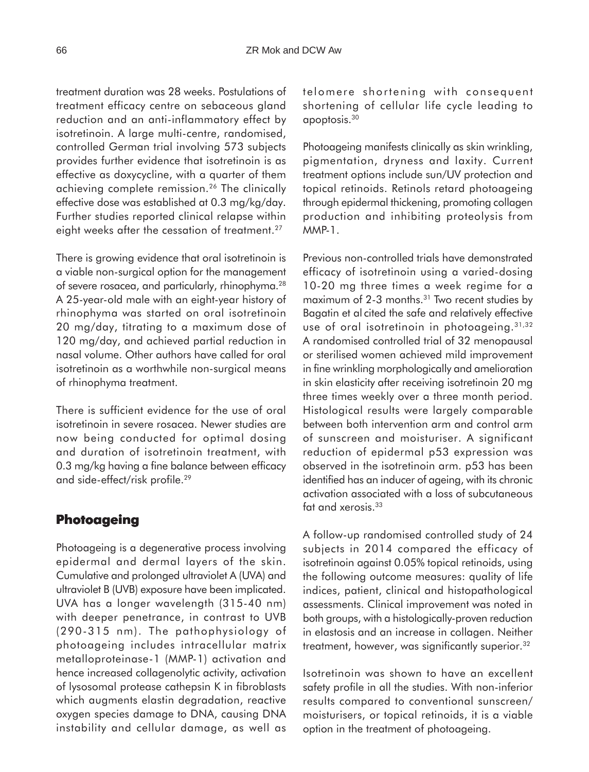treatment duration was 28 weeks. Postulations of treatment efficacy centre on sebaceous gland reduction and an anti-inflammatory effect by isotretinoin. A large multi-centre, randomised, controlled German trial involving 573 subjects provides further evidence that isotretinoin is as effective as doxycycline, with a quarter of them achieving complete remission.[26] The clinically effective dose was established at 0.3 mg/kg/day. Further studies reported clinical relapse within eight weeks after the cessation of treatment.[27]

There is growing evidence that oral isotretinoin is a viable non-surgical option for the management of severe rosacea, and particularly, rhinophyma.[28] A 25-year-old male with an eight-year history of rhinophyma was started on oral isotretinoin 20 mg/day, titrating to a maximum dose of 120 mg/day, and achieved partial reduction in nasal volume. Other authors have called for oral isotretinoin as a worthwhile non-surgical means of rhinophyma treatment.

There is sufficient evidence for the use of oral isotretinoin in severe rosacea. Newer studies are now being conducted for optimal dosing and duration of isotretinoin treatment, with 0.3 mg/kg having a fine balance between efficacy and side-effect/risk profile.[29]

## Photoageing

Photoageing is a degenerative process involving epidermal and dermal layers of the skin. Cumulative and prolonged ultraviolet A (UVA) and ultraviolet B (UVB) exposure have been implicated. UVA has a longer wavelength (315-40 nm) with deeper penetrance, in contrast to UVB (290-315 nm). The pathophysiology of photoageing includes intracellular matrix metalloproteinase-1 (MMP-1) activation and hence increased collagenolytic activity, activation of lysosomal protease cathepsin K in fibroblasts which augments elastin degradation, reactive oxygen species damage to DNA, causing DNA instability and cellular damage, as well as telomere shortening with consequent shortening of cellular life cycle leading to apoptosis.[30]

Photoageing manifests clinically as skin wrinkling, pigmentation, dryness and laxity. Current treatment options include sun/UV protection and topical retinoids. Retinols retard photoageing through epidermal thickening, promoting collagen production and inhibiting proteolysis from MMP-1.

Previous non-controlled trials have demonstrated efficacy of isotretinoin using a varied-dosing 10-20 mg three times a week regime for a maximum of 2-3 months.[31] Two recent studies by Bagatin et al cited the safe and relatively effective use of oral isotretinoin in photoageing.[31,32] A randomised controlled trial of 32 menopausal or sterilised women achieved mild improvement in fine wrinkling morphologically and amelioration in skin elasticity after receiving isotretinoin 20 mg three times weekly over a three month period. Histological results were largely comparable between both intervention arm and control arm of sunscreen and moisturiser. A significant reduction of epidermal p53 expression was observed in the isotretinoin arm. p53 has been identified has an inducer of ageing, with its chronic activation associated with a loss of subcutaneous fat and xerosis.[33]

A follow-up randomised controlled study of 24 subjects in 2014 compared the efficacy of isotretinoin against 0.05% topical retinoids, using the following outcome measures: quality of life indices, patient, clinical and histopathological assessments. Clinical improvement was noted in both groups, with a histologically-proven reduction in elastosis and an increase in collagen. Neither treatment, however, was significantly superior.[32]

Isotretinoin was shown to have an excellent safety profile in all the studies. With non-inferior results compared to conventional sunscreen/ moisturisers, or topical retinoids, it is a viable option in the treatment of photoageing.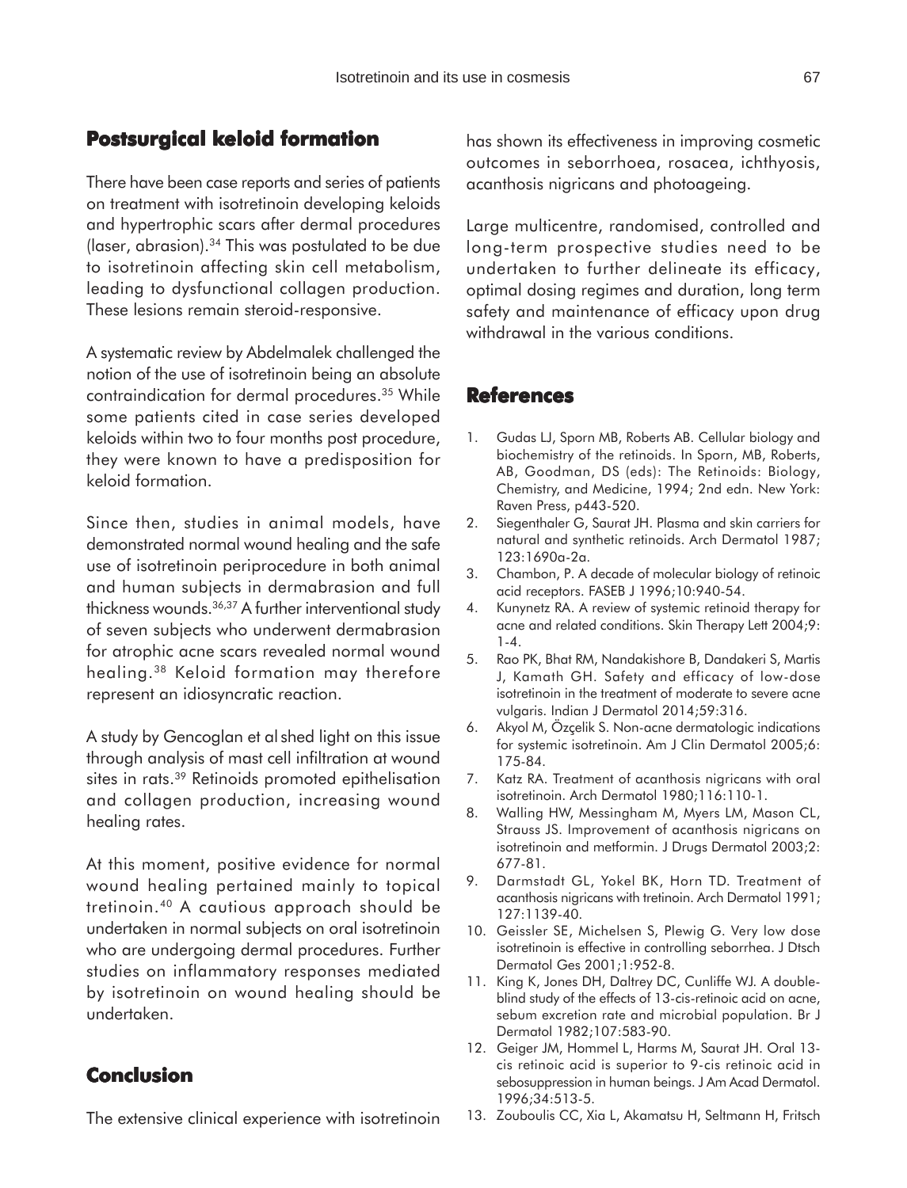## Postsurgical keloid formation

There have been case reports and series of patients on treatment with isotretinoin developing keloids and hypertrophic scars after dermal procedures (laser, abrasion).[34] This was postulated to be due to isotretinoin affecting skin cell metabolism, leading to dysfunctional collagen production. These lesions remain steroid-responsive.

A systematic review by Abdelmalek challenged the notion of the use of isotretinoin being an absolute contraindication for dermal procedures.[35] While some patients cited in case series developed keloids within two to four months post procedure, they were known to have a predisposition for keloid formation.

Since then, studies in animal models, have demonstrated normal wound healing and the safe use of isotretinoin periprocedure in both animal and human subjects in dermabrasion and full thickness wounds.[36,37] A further interventional study of seven subjects who underwent dermabrasion for atrophic acne scars revealed normal wound healing.[38] Keloid formation may therefore represent an idiosyncratic reaction.

A study by Gencoglan et al shed light on this issue through analysis of mast cell infiltration at wound sites in rats.[39] Retinoids promoted epithelisation and collagen production, increasing wound healing rates.

At this moment, positive evidence for normal wound healing pertained mainly to topical tretinoin.[40] A cautious approach should be undertaken in normal subjects on oral isotretinoin who are undergoing dermal procedures. Further studies on inflammatory responses mediated by isotretinoin on wound healing should be undertaken.

## Conclusion

The extensive clinical experience with isotretinoin has shown its effectiveness in improving cosmetic outcomes in seborrhoea, rosacea, ichthyosis, acanthosis nigricans and photoageing.

Large multicentre, randomised, controlled and long-term prospective studies need to be undertaken to further delineate its efficacy, optimal dosing regimes and duration, long term safety and maintenance of efficacy upon drug withdrawal in the various conditions.

## References

1. Gudas LJ, Sporn MB, Roberts AB. Cellular biology and biochemistry of the retinoids. In Sporn, MB, Roberts, AB, Goodman, DS (eds): The Retinoids: Biology, Chemistry, and Medicine, 1994; 2nd edn. New York: Raven Press, p443-520.
2. Siegenthaler G, Saurat JH. Plasma and skin carriers for natural and synthetic retinoids. Arch Dermatol 1987; 123:1690a-2a.
3. Chambon, P. A decade of molecular biology of retinoic acid receptors. FASEB J 1996;10:940-54.
4. Kunynetz RA. A review of systemic retinoid therapy for acne and related conditions. Skin Therapy Lett 2004;9: 1-4.
5. Rao PK, Bhat RM, Nandakishore B, Dandakeri S, Martis J, Kamath GH. Safety and efficacy of low-dose isotretinoin in the treatment of moderate to severe acne vulgaris. Indian J Dermatol 2014;59:316.
6. Akyol M, Özçelik S. Non-acne dermatologic indications for systemic isotretinoin. Am J Clin Dermatol 2005;6: 175-84.
7. Katz RA. Treatment of acanthosis nigricans with oral isotretinoin. Arch Dermatol 1980;116:110-1.
8. Walling HW, Messingham M, Myers LM, Mason CL, Strauss JS. Improvement of acanthosis nigricans on isotretinoin and metformin. J Drugs Dermatol 2003;2: 677-81.
9. Darmstadt GL, Yokel BK, Horn TD. Treatment of acanthosis nigricans with tretinoin. Arch Dermatol 1991; 127:1139-40.
10. Geissler SE, Michelsen S, Plewig G. Very low dose isotretinoin is effective in controlling seborrhea. J Dtsch Dermatol Ges 2001;1:952-8.
11. King K, Jones DH, Daltrey DC, Cunliffe WJ. A double-blind study of the effects of 13-cis-retinoic acid on acne, sebum excretion rate and microbial population. Br J Dermatol 1982;107:583-90.
12. Geiger JM, Hommel L, Harms M, Saurat JH. Oral 13-cis retinoic acid is superior to 9-cis retinoic acid in sebosuppression in human beings. J Am Acad Dermatol. 1996;34:513-5.
13. Zouboulis CC, Xia L, Akamatsu H, Seltmann H, Fritsch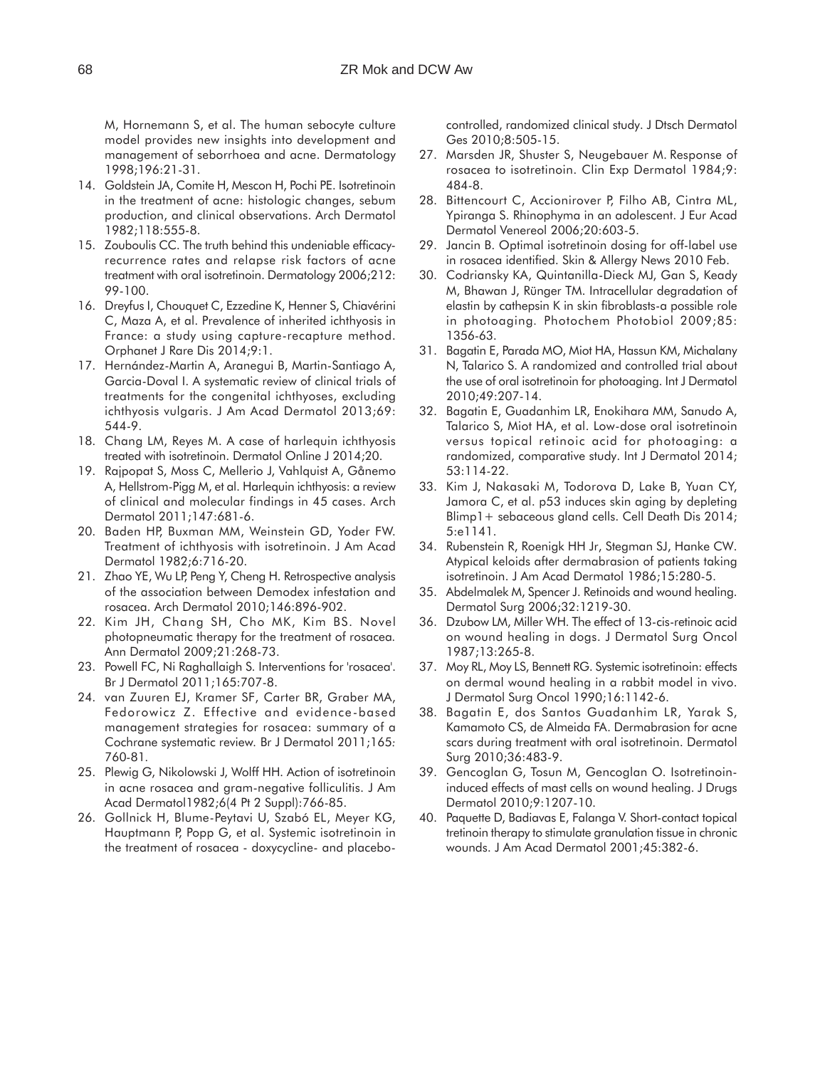M, Hornemann S, et al. The human sebocyte culture model provides new insights into development and management of seborrhoea and acne. Dermatology 1998;196:21-31.

14. Goldstein JA, Comite H, Mescon H, Pochi PE. Isotretinoin in the treatment of acne: histologic changes, sebum production, and clinical observations. Arch Dermatol 1982;118:555-8.
15. Zouboulis CC. The truth behind this undeniable efficacy-recurrence rates and relapse risk factors of acne treatment with oral isotretinoin. Dermatology 2006;212: 99-100.
16. Dreyfus I, Chouquet C, Ezzedine K, Henner S, Chiavérini C, Maza A, et al. Prevalence of inherited ichthyosis in France: a study using capture-recapture method. Orphanet J Rare Dis 2014;9:1.
17. Hernández-Martin A, Aranegui B, Martin-Santiago A, Garcia-Doval I. A systematic review of clinical trials of treatments for the congenital ichthyoses, excluding ichthyosis vulgaris. J Am Acad Dermatol 2013;69: 544-9.
18. Chang LM, Reyes M. A case of harlequin ichthyosis treated with isotretinoin. Dermatol Online J 2014;20.
19. Rajpopat S, Moss C, Mellerio J, Vahlquist A, Gånemo A, Hellstrom-Pigg M, et al. Harlequin ichthyosis: a review of clinical and molecular findings in 45 cases. Arch Dermatol 2011;147:681-6.
20. Baden HP, Buxman MM, Weinstein GD, Yoder FW. Treatment of ichthyosis with isotretinoin. J Am Acad Dermatol 1982;6:716-20.
21. Zhao YE, Wu LP, Peng Y, Cheng H. Retrospective analysis of the association between Demodex infestation and rosacea. Arch Dermatol 2010;146:896-902.
22. Kim JH, Chang SH, Cho MK, Kim BS. Novel photopneumatic therapy for the treatment of rosacea. Ann Dermatol 2009;21:268-73.
23. Powell FC, Ni Raghallaigh S. Interventions for 'rosacea'. Br J Dermatol 2011;165:707-8.
24. van Zuuren EJ, Kramer SF, Carter BR, Graber MA, Fedorowicz Z. Effective and evidence-based management strategies for rosacea: summary of a Cochrane systematic review. Br J Dermatol 2011;165: 760-81.
25. Plewig G, Nikolowski J, Wolff HH. Action of isotretinoin in acne rosacea and gram-negative folliculitis. J Am Acad Dermatol1982;6(4 Pt 2 Suppl):766-85.
26. Gollnick H, Blume-Peytavi U, Szabó EL, Meyer KG, Hauptmann P, Popp G, et al. Systemic isotretinoin in the treatment of rosacea - doxycycline- and placebo-controlled, randomized clinical study. J Dtsch Dermatol Ges 2010;8:505-15.
27. Marsden JR, Shuster S, Neugebauer M. Response of rosacea to isotretinoin. Clin Exp Dermatol 1984;9: 484-8.
28. Bittencourt C, Accionirover P, Filho AB, Cintra ML, Ypiranga S. Rhinophyma in an adolescent. J Eur Acad Dermatol Venereol 2006;20:603-5.
29. Jancin B. Optimal isotretinoin dosing for off-label use in rosacea identified. Skin & Allergy News 2010 Feb.
30. Codriansky KA, Quintanilla-Dieck MJ, Gan S, Keady M, Bhawan J, Rünger TM. Intracellular degradation of elastin by cathepsin K in skin fibroblasts-a possible role in photoaging. Photochem Photobiol 2009;85: 1356-63.
31. Bagatin E, Parada MO, Miot HA, Hassun KM, Michalany N, Talarico S. A randomized and controlled trial about the use of oral isotretinoin for photoaging. Int J Dermatol 2010;49:207-14.
32. Bagatin E, Guadanhim LR, Enokihara MM, Sanudo A, Talarico S, Miot HA, et al. Low-dose oral isotretinoin versus topical retinoic acid for photoaging: a randomized, comparative study. Int J Dermatol 2014; 53:114-22.
33. Kim J, Nakasaki M, Todorova D, Lake B, Yuan CY, Jamora C, et al. p53 induces skin aging by depleting Blimp1+ sebaceous gland cells. Cell Death Dis 2014; 5:e1141.
34. Rubenstein R, Roenigk HH Jr, Stegman SJ, Hanke CW. Atypical keloids after dermabrasion of patients taking isotretinoin. J Am Acad Dermatol 1986;15:280-5.
35. Abdelmalek M, Spencer J. Retinoids and wound healing. Dermatol Surg 2006;32:1219-30.
36. Dzubow LM, Miller WH. The effect of 13-cis-retinoic acid on wound healing in dogs. J Dermatol Surg Oncol 1987;13:265-8.
37. Moy RL, Moy LS, Bennett RG. Systemic isotretinoin: effects on dermal wound healing in a rabbit model in vivo. J Dermatol Surg Oncol 1990;16:1142-6.
38. Bagatin E, dos Santos Guadanhim LR, Yarak S, Kamamoto CS, de Almeida FA. Dermabrasion for acne scars during treatment with oral isotretinoin. Dermatol Surg 2010;36:483-9.
39. Gencoglan G, Tosun M, Gencoglan O. Isotretinoin-induced effects of mast cells on wound healing. J Drugs Dermatol 2010;9:1207-10.
40. Paquette D, Badiavas E, Falanga V. Short-contact topical tretinoin therapy to stimulate granulation tissue in chronic wounds. J Am Acad Dermatol 2001;45:382-6.